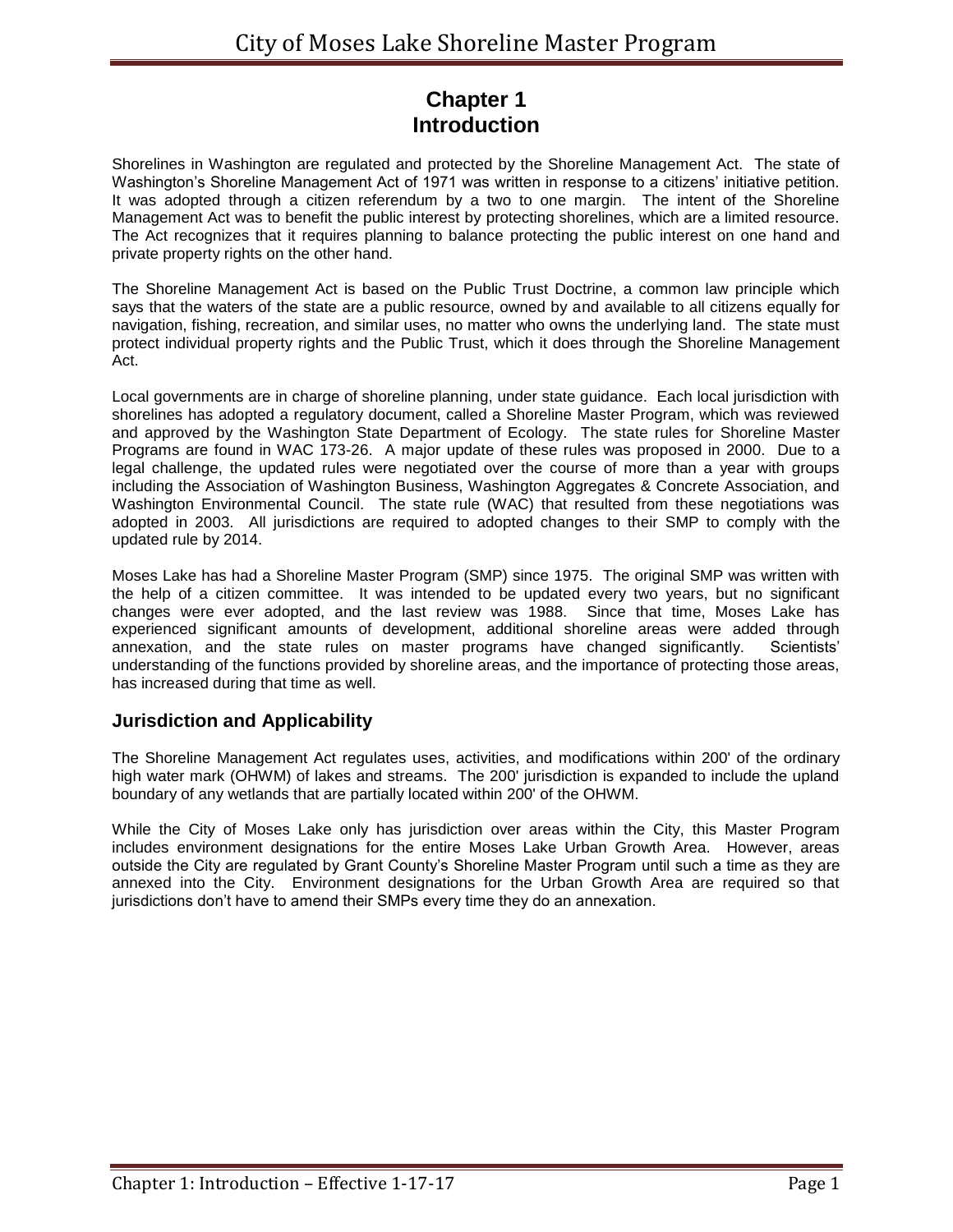# Chapter 1
# Introduction

Shorelines in Washington are regulated and protected by the Shoreline Management Act. The state of Washington's Shoreline Management Act of 1971 was written in response to a citizens' initiative petition. It was adopted through a citizen referendum by a two to one margin. The intent of the Shoreline Management Act was to benefit the public interest by protecting shorelines, which are a limited resource. The Act recognizes that it requires planning to balance protecting the public interest on one hand and private property rights on the other hand.

The Shoreline Management Act is based on the Public Trust Doctrine, a common law principle which says that the waters of the state are a public resource, owned by and available to all citizens equally for navigation, fishing, recreation, and similar uses, no matter who owns the underlying land. The state must protect individual property rights and the Public Trust, which it does through the Shoreline Management Act.

Local governments are in charge of shoreline planning, under state guidance. Each local jurisdiction with shorelines has adopted a regulatory document, called a Shoreline Master Program, which was reviewed and approved by the Washington State Department of Ecology. The state rules for Shoreline Master Programs are found in WAC 173-26. A major update of these rules was proposed in 2000. Due to a legal challenge, the updated rules were negotiated over the course of more than a year with groups including the Association of Washington Business, Washington Aggregates & Concrete Association, and Washington Environmental Council. The state rule (WAC) that resulted from these negotiations was adopted in 2003. All jurisdictions are required to adopted changes to their SMP to comply with the updated rule by 2014.

Moses Lake has had a Shoreline Master Program (SMP) since 1975. The original SMP was written with the help of a citizen committee. It was intended to be updated every two years, but no significant changes were ever adopted, and the last review was 1988. Since that time, Moses Lake has experienced significant amounts of development, additional shoreline areas were added through annexation, and the state rules on master programs have changed significantly. Scientists' understanding of the functions provided by shoreline areas, and the importance of protecting those areas, has increased during that time as well.

## Jurisdiction and Applicability

The Shoreline Management Act regulates uses, activities, and modifications within 200' of the ordinary high water mark (OHWM) of lakes and streams. The 200' jurisdiction is expanded to include the upland boundary of any wetlands that are partially located within 200' of the OHWM.

While the City of Moses Lake only has jurisdiction over areas within the City, this Master Program includes environment designations for the entire Moses Lake Urban Growth Area. However, areas outside the City are regulated by Grant County's Shoreline Master Program until such a time as they are annexed into the City. Environment designations for the Urban Growth Area are required so that jurisdictions don't have to amend their SMPs every time they do an annexation.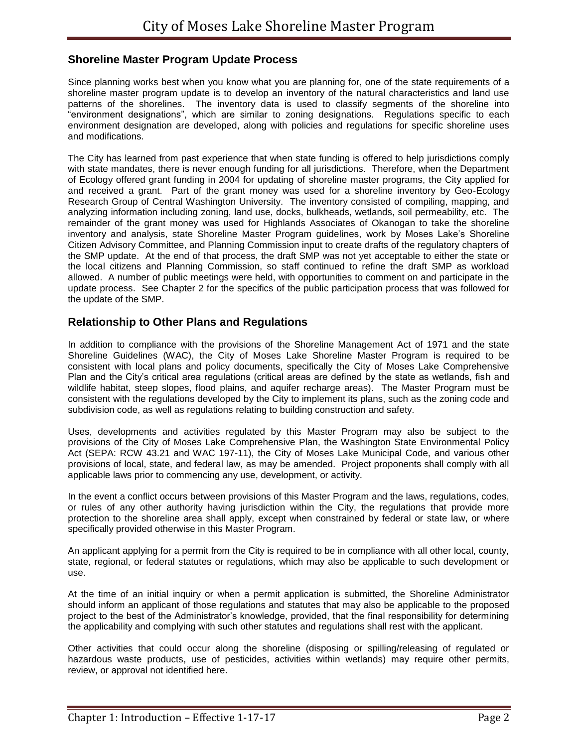## Shoreline Master Program Update Process

Since planning works best when you know what you are planning for, one of the state requirements of a shoreline master program update is to develop an inventory of the natural characteristics and land use patterns of the shorelines. The inventory data is used to classify segments of the shoreline into "environment designations", which are similar to zoning designations. Regulations specific to each environment designation are developed, along with policies and regulations for specific shoreline uses and modifications.

The City has learned from past experience that when state funding is offered to help jurisdictions comply with state mandates, there is never enough funding for all jurisdictions. Therefore, when the Department of Ecology offered grant funding in 2004 for updating of shoreline master programs, the City applied for and received a grant. Part of the grant money was used for a shoreline inventory by Geo-Ecology Research Group of Central Washington University. The inventory consisted of compiling, mapping, and analyzing information including zoning, land use, docks, bulkheads, wetlands, soil permeability, etc. The remainder of the grant money was used for Highlands Associates of Okanogan to take the shoreline inventory and analysis, state Shoreline Master Program guidelines, work by Moses Lake's Shoreline Citizen Advisory Committee, and Planning Commission input to create drafts of the regulatory chapters of the SMP update. At the end of that process, the draft SMP was not yet acceptable to either the state or the local citizens and Planning Commission, so staff continued to refine the draft SMP as workload allowed. A number of public meetings were held, with opportunities to comment on and participate in the update process. See Chapter 2 for the specifics of the public participation process that was followed for the update of the SMP.

## Relationship to Other Plans and Regulations

In addition to compliance with the provisions of the Shoreline Management Act of 1971 and the state Shoreline Guidelines (WAC), the City of Moses Lake Shoreline Master Program is required to be consistent with local plans and policy documents, specifically the City of Moses Lake Comprehensive Plan and the City's critical area regulations (critical areas are defined by the state as wetlands, fish and wildlife habitat, steep slopes, flood plains, and aquifer recharge areas). The Master Program must be consistent with the regulations developed by the City to implement its plans, such as the zoning code and subdivision code, as well as regulations relating to building construction and safety.

Uses, developments and activities regulated by this Master Program may also be subject to the provisions of the City of Moses Lake Comprehensive Plan, the Washington State Environmental Policy Act (SEPA: RCW 43.21 and WAC 197-11), the City of Moses Lake Municipal Code, and various other provisions of local, state, and federal law, as may be amended. Project proponents shall comply with all applicable laws prior to commencing any use, development, or activity.

In the event a conflict occurs between provisions of this Master Program and the laws, regulations, codes, or rules of any other authority having jurisdiction within the City, the regulations that provide more protection to the shoreline area shall apply, except when constrained by federal or state law, or where specifically provided otherwise in this Master Program.

An applicant applying for a permit from the City is required to be in compliance with all other local, county, state, regional, or federal statutes or regulations, which may also be applicable to such development or use.

At the time of an initial inquiry or when a permit application is submitted, the Shoreline Administrator should inform an applicant of those regulations and statutes that may also be applicable to the proposed project to the best of the Administrator's knowledge, provided, that the final responsibility for determining the applicability and complying with such other statutes and regulations shall rest with the applicant.

Other activities that could occur along the shoreline (disposing or spilling/releasing of regulated or hazardous waste products, use of pesticides, activities within wetlands) may require other permits, review, or approval not identified here.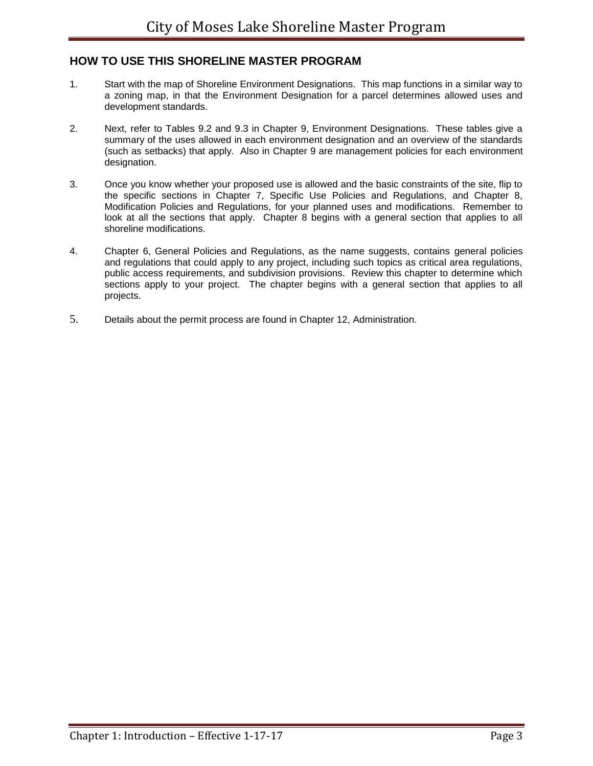## HOW TO USE THIS SHORELINE MASTER PROGRAM

1. Start with the map of Shoreline Environment Designations. This map functions in a similar way to a zoning map, in that the Environment Designation for a parcel determines allowed uses and development standards.

2. Next, refer to Tables 9.2 and 9.3 in Chapter 9, Environment Designations. These tables give a summary of the uses allowed in each environment designation and an overview of the standards (such as setbacks) that apply. Also in Chapter 9 are management policies for each environment designation.

3. Once you know whether your proposed use is allowed and the basic constraints of the site, flip to the specific sections in Chapter 7, Specific Use Policies and Regulations, and Chapter 8, Modification Policies and Regulations, for your planned uses and modifications. Remember to look at all the sections that apply. Chapter 8 begins with a general section that applies to all shoreline modifications.

4. Chapter 6, General Policies and Regulations, as the name suggests, contains general policies and regulations that could apply to any project, including such topics as critical area regulations, public access requirements, and subdivision provisions. Review this chapter to determine which sections apply to your project. The chapter begins with a general section that applies to all projects.

5. Details about the permit process are found in Chapter 12, Administration.